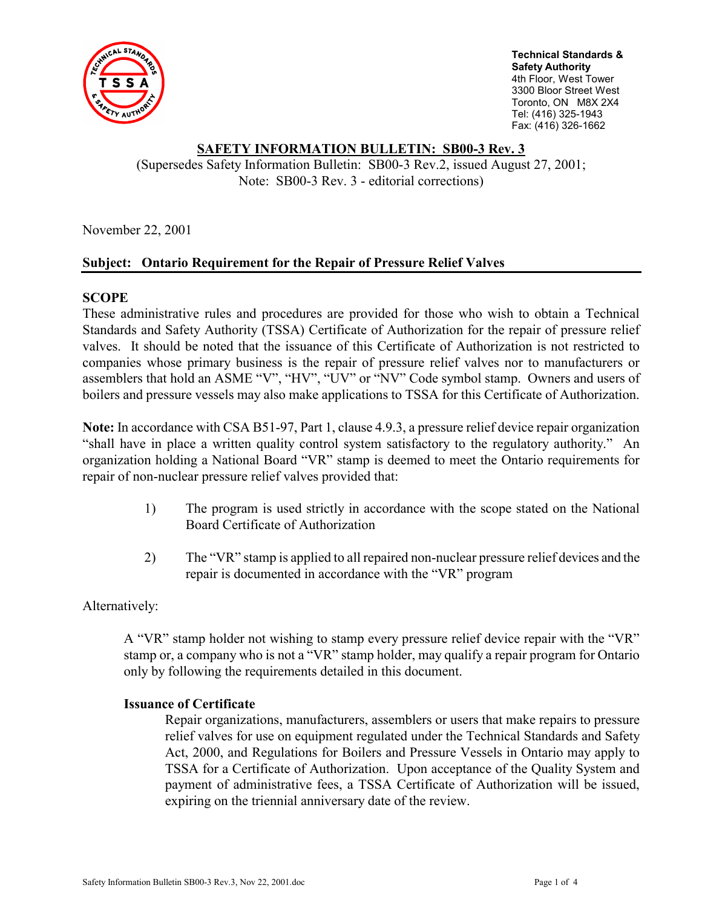**Technical Standards & Safety Authority**
4th Floor, West Tower
3300 Bloor Street West
Toronto, ON M8X 2X4
Tel: (416) 325-1943
Fax: (416) 326-1662

# SAFETY INFORMATION BULLETIN: SB00-3 Rev. 3

(Supersedes Safety Information Bulletin: SB00-3 Rev.2, issued August 27, 2001;
Note: SB00-3 Rev. 3 - editorial corrections)

November 22, 2001

## Subject: Ontario Requirement for the Repair of Pressure Relief Valves

### SCOPE

These administrative rules and procedures are provided for those who wish to obtain a Technical Standards and Safety Authority (TSSA) Certificate of Authorization for the repair of pressure relief valves. It should be noted that the issuance of this Certificate of Authorization is not restricted to companies whose primary business is the repair of pressure relief valves nor to manufacturers or assemblers that hold an ASME "V", "HV", "UV" or "NV" Code symbol stamp. Owners and users of boilers and pressure vessels may also make applications to TSSA for this Certificate of Authorization.

**Note:** In accordance with CSA B51-97, Part 1, clause 4.9.3, a pressure relief device repair organization "shall have in place a written quality control system satisfactory to the regulatory authority." An organization holding a National Board "VR" stamp is deemed to meet the Ontario requirements for repair of non-nuclear pressure relief valves provided that:

1) The program is used strictly in accordance with the scope stated on the National Board Certificate of Authorization

2) The "VR" stamp is applied to all repaired non-nuclear pressure relief devices and the repair is documented in accordance with the "VR" program

Alternatively:

A "VR" stamp holder not wishing to stamp every pressure relief device repair with the "VR" stamp or, a company who is not a "VR" stamp holder, may qualify a repair program for Ontario only by following the requirements detailed in this document.

#### Issuance of Certificate

Repair organizations, manufacturers, assemblers or users that make repairs to pressure relief valves for use on equipment regulated under the Technical Standards and Safety Act, 2000, and Regulations for Boilers and Pressure Vessels in Ontario may apply to TSSA for a Certificate of Authorization. Upon acceptance of the Quality System and payment of administrative fees, a TSSA Certificate of Authorization will be issued, expiring on the triennial anniversary date of the review.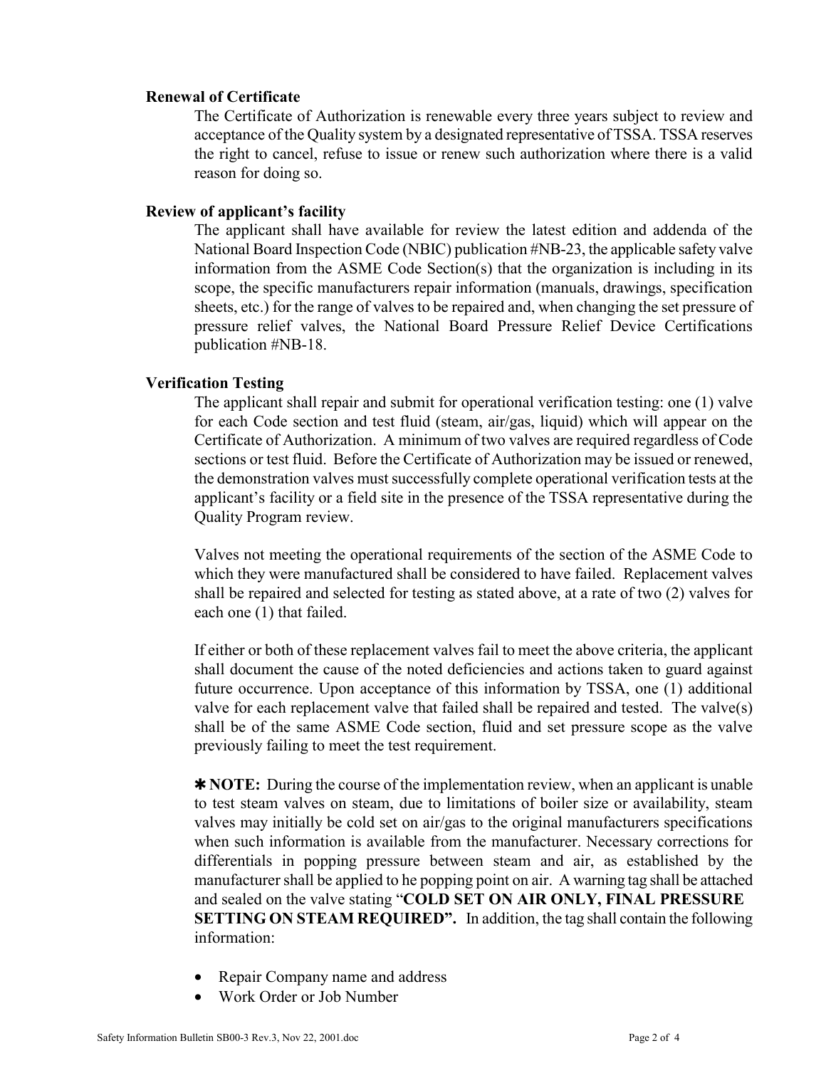### Renewal of Certificate

The Certificate of Authorization is renewable every three years subject to review and acceptance of the Quality system by a designated representative of TSSA. TSSA reserves the right to cancel, refuse to issue or renew such authorization where there is a valid reason for doing so.

### Review of applicant's facility

The applicant shall have available for review the latest edition and addenda of the National Board Inspection Code (NBIC) publication #NB-23, the applicable safety valve information from the ASME Code Section(s) that the organization is including in its scope, the specific manufacturers repair information (manuals, drawings, specification sheets, etc.) for the range of valves to be repaired and, when changing the set pressure of pressure relief valves, the National Board Pressure Relief Device Certifications publication #NB-18.

### Verification Testing

The applicant shall repair and submit for operational verification testing: one (1) valve for each Code section and test fluid (steam, air/gas, liquid) which will appear on the Certificate of Authorization. A minimum of two valves are required regardless of Code sections or test fluid. Before the Certificate of Authorization may be issued or renewed, the demonstration valves must successfully complete operational verification tests at the applicant's facility or a field site in the presence of the TSSA representative during the Quality Program review.

Valves not meeting the operational requirements of the section of the ASME Code to which they were manufactured shall be considered to have failed. Replacement valves shall be repaired and selected for testing as stated above, at a rate of two (2) valves for each one (1) that failed.

If either or both of these replacement valves fail to meet the above criteria, the applicant shall document the cause of the noted deficiencies and actions taken to guard against future occurrence. Upon acceptance of this information by TSSA, one (1) additional valve for each replacement valve that failed shall be repaired and tested. The valve(s) shall be of the same ASME Code section, fluid and set pressure scope as the valve previously failing to meet the test requirement.

✱ **NOTE:** During the course of the implementation review, when an applicant is unable to test steam valves on steam, due to limitations of boiler size or availability, steam valves may initially be cold set on air/gas to the original manufacturers specifications when such information is available from the manufacturer. Necessary corrections for differentials in popping pressure between steam and air, as established by the manufacturer shall be applied to he popping point on air. A warning tag shall be attached and sealed on the valve stating "**COLD SET ON AIR ONLY, FINAL PRESSURE SETTING ON STEAM REQUIRED".** In addition, the tag shall contain the following information:

- Repair Company name and address
- Work Order or Job Number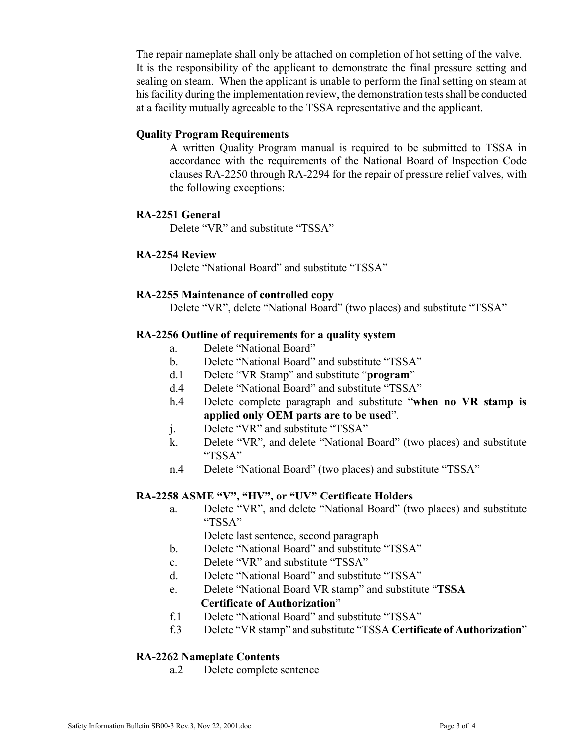The repair nameplate shall only be attached on completion of hot setting of the valve. It is the responsibility of the applicant to demonstrate the final pressure setting and sealing on steam. When the applicant is unable to perform the final setting on steam at his facility during the implementation review, the demonstration tests shall be conducted at a facility mutually agreeable to the TSSA representative and the applicant.

**Quality Program Requirements**

A written Quality Program manual is required to be submitted to TSSA in accordance with the requirements of the National Board of Inspection Code clauses RA-2250 through RA-2294 for the repair of pressure relief valves, with the following exceptions:

**RA-2251 General**

Delete "VR" and substitute "TSSA"

**RA-2254 Review**

Delete "National Board" and substitute "TSSA"

**RA-2255 Maintenance of controlled copy**

Delete "VR", delete "National Board" (two places) and substitute "TSSA"

**RA-2256 Outline of requirements for a quality system**

- a. Delete "National Board"
- b. Delete "National Board" and substitute "TSSA"
- d.1 Delete "VR Stamp" and substitute "**program**"
- d.4 Delete "National Board" and substitute "TSSA"
- h.4 Delete complete paragraph and substitute "**when no VR stamp is applied only OEM parts are to be used**".
- j. Delete "VR" and substitute "TSSA"
- k. Delete "VR", and delete "National Board" (two places) and substitute "TSSA"
- n.4 Delete "National Board" (two places) and substitute "TSSA"

**RA-2258 ASME "V", "HV", or "UV" Certificate Holders**

- a. Delete "VR", and delete "National Board" (two places) and substitute "TSSA"
  Delete last sentence, second paragraph
- b. Delete "National Board" and substitute "TSSA"
- c. Delete "VR" and substitute "TSSA"
- d. Delete "National Board" and substitute "TSSA"
- e. Delete "National Board VR stamp" and substitute "**TSSA Certificate of Authorization**"
- f.1 Delete "National Board" and substitute "TSSA"
- f.3 Delete "VR stamp" and substitute "TSSA **Certificate of Authorization**"

**RA-2262 Nameplate Contents**

- a.2 Delete complete sentence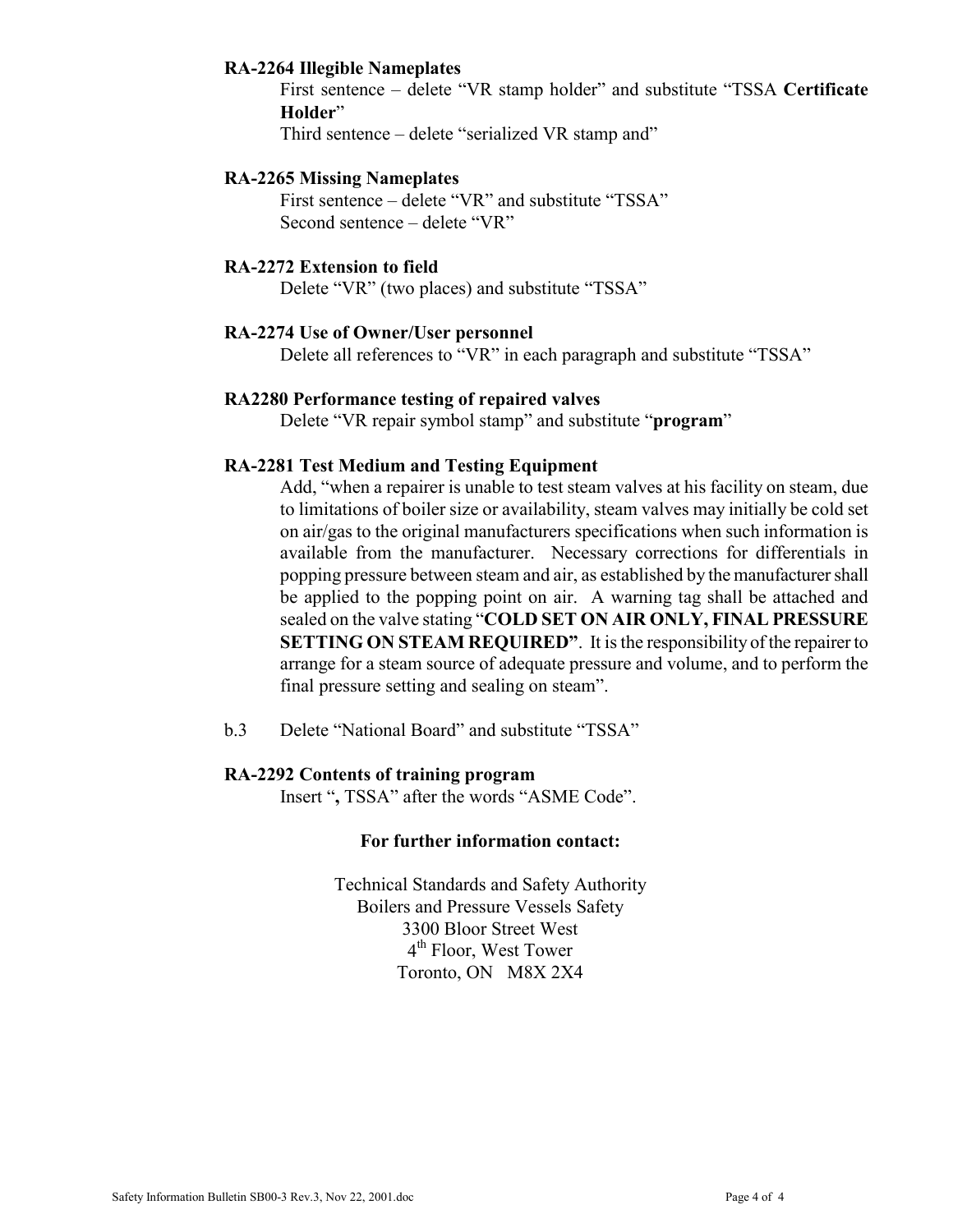**RA-2264 Illegible Nameplates**

First sentence – delete “VR stamp holder” and substitute “TSSA **Certificate Holder**”

Third sentence – delete “serialized VR stamp and”

**RA-2265 Missing Nameplates**

First sentence – delete “VR” and substitute “TSSA”

Second sentence – delete “VR”

**RA-2272 Extension to field**

Delete “VR” (two places) and substitute “TSSA”

**RA-2274 Use of Owner/User personnel**

Delete all references to “VR” in each paragraph and substitute “TSSA”

**RA2280 Performance testing of repaired valves**

Delete “VR repair symbol stamp” and substitute “**program**”

**RA-2281 Test Medium and Testing Equipment**

Add, “when a repairer is unable to test steam valves at his facility on steam, due to limitations of boiler size or availability, steam valves may initially be cold set on air/gas to the original manufacturers specifications when such information is available from the manufacturer. Necessary corrections for differentials in popping pressure between steam and air, as established by the manufacturer shall be applied to the popping point on air. A warning tag shall be attached and sealed on the valve stating “**COLD SET ON AIR ONLY, FINAL PRESSURE SETTING ON STEAM REQUIRED”**. It is the responsibility of the repairer to arrange for a steam source of adequate pressure and volume, and to perform the final pressure setting and sealing on steam”.

b.3 Delete “National Board” and substitute “TSSA”

**RA-2292 Contents of training program**

Insert “**,** TSSA” after the words “ASME Code”.

**For further information contact:**

Technical Standards and Safety Authority
Boilers and Pressure Vessels Safety
3300 Bloor Street West
4th Floor, West Tower
Toronto, ON M8X 2X4